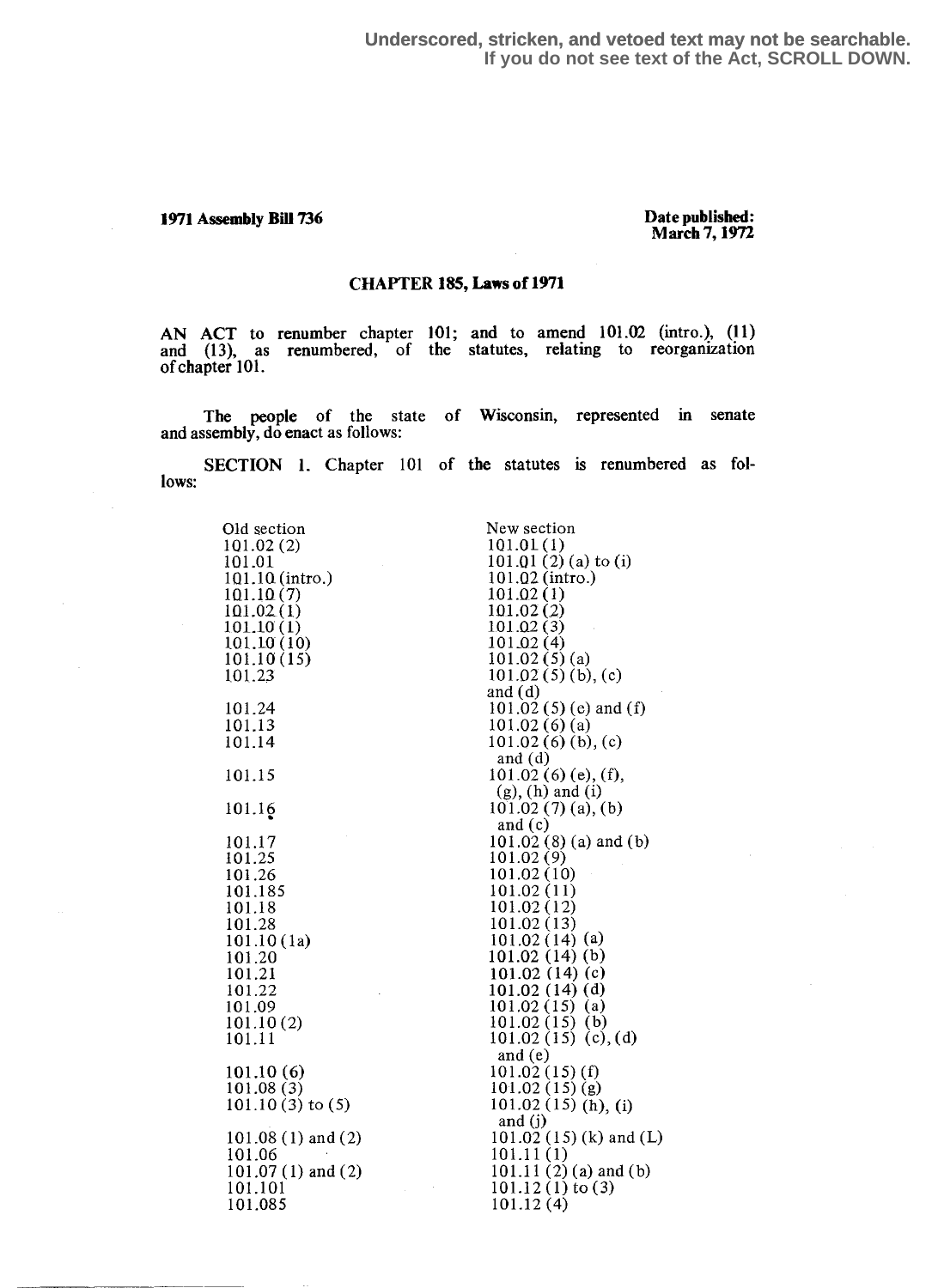Underscored, stricken, and vetoed text may not be searchable. If you do not see text of the Act, SCROLL DOWN.

**1971 Assembly Bill 736**

**Date published: March 7, 1972**

## CHAPTER 185, Laws of 1971

AN ACT to renumber chapter 101; and to amend 101.02 (intro.), (11) and (13), as renumbered, of the statutes, relating to reorganization of chapter 101.

The people of the state of Wisconsin, represented in senate and assembly, do enact as follows:

SECTION 1. Chapter 101 of the statutes is renumbered as follows:

| Old section | New section |
|---|---|
| 101.02 (2) | 101.01 (1) |
| 101.01 | 101.01 (2) (a) to (i) |
| 101.10 (intro.) | 101.02 (intro.) |
| 101.10 (7) | 101.02 (1) |
| 101.02 (1) | 101.02 (2) |
| 101.10 (1) | 101.02 (3) |
| 101.10 (10) | 101.02 (4) |
| 101.10 (15) | 101.02 (5) (a) |
| 101.23 | 101.02 (5) (b), (c) and (d) |
| 101.24 | 101.02 (5) (e) and (f) |
| 101.13 | 101.02 (6) (a) |
| 101.14 | 101.02 (6) (b), (c) and (d) |
| 101.15 | 101.02 (6) (e), (f), (g), (h) and (i) |
| 101.16 | 101.02 (7) (a), (b) and (c) |
| 101.17 | 101.02 (8) (a) and (b) |
| 101.25 | 101.02 (9) |
| 101.26 | 101.02 (10) |
| 101.185 | 101.02 (11) |
| 101.18 | 101.02 (12) |
| 101.28 | 101.02 (13) |
| 101.10 (1a) | 101.02 (14) (a) |
| 101.20 | 101.02 (14) (b) |
| 101.21 | 101.02 (14) (c) |
| 101.22 | 101.02 (14) (d) |
| 101.09 | 101.02 (15) (a) |
| 101.10 (2) | 101.02 (15) (b) |
| 101.11 | 101.02 (15) (c), (d) and (e) |
| 101.10 (6) | 101.02 (15) (f) |
| 101.08 (3) | 101.02 (15) (g) |
| 101.10 (3) to (5) | 101.02 (15) (h), (i) and (j) |
| 101.08 (1) and (2) | 101.02 (15) (k) and (L) |
| 101.06 | 101.11 (1) |
| 101.07 (1) and (2) | 101.11 (2) (a) and (b) |
| 101.101 | 101.12 (1) to (3) |
| 101.085 | 101.12 (4) |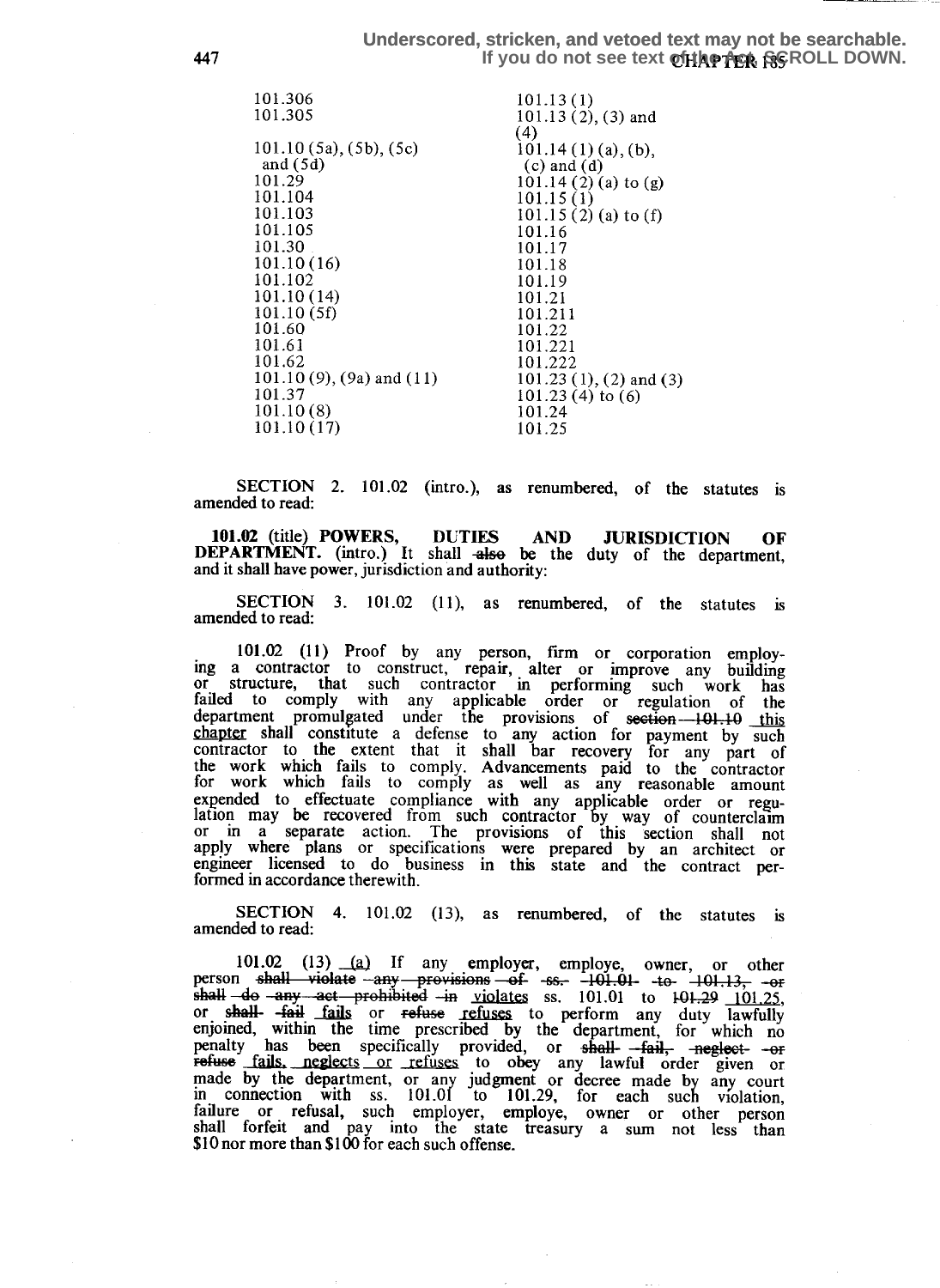| | |
|---|---|
| 101.306 | 101.13 (1) |
| 101.305 | 101.13 (2), (3) and (4) |
| 101.10 (5a), (5b), (5c) and (5d) | 101.14 (1) (a), (b), (c) and (d) |
| 101.29 | 101.14 (2) (a) to (g) |
| 101.104 | 101.15 (1) |
| 101.103 | 101.15 (2) (a) to (f) |
| 101.105 | 101.16 |
| 101.30 | 101.17 |
| 101.10 (16) | 101.18 |
| 101.102 | 101.19 |
| 101.10 (14) | 101.21 |
| 101.10 (5f) | 101.211 |
| 101.60 | 101.22 |
| 101.61 | 101.221 |
| 101.62 | 101.222 |
| 101.10 (9), (9a) and (11) | 101.23 (1), (2) and (3) |
| 101.37 | 101.23 (4) to (6) |
| 101.10 (8) | 101.24 |
| 101.10 (17) | 101.25 |

SECTION 2. 101.02 (intro.), as renumbered, of the statutes is amended to read:

**101.02** (title) **POWERS, DUTIES AND JURISDICTION OF DEPARTMENT.** (intro.) It shall ~~also~~ be the duty of the department, and it shall have power, jurisdiction and authority:

SECTION 3. 101.02 (11), as renumbered, of the statutes is amended to read:

**101.02 (11)** Proof by any person, firm or corporation employing a contractor to construct, repair, alter or improve any building or structure, that such contractor in performing such work has failed to comply with any applicable order or regulation of the department promulgated under the provisions of ~~section 101.10~~ this chapter shall constitute a defense to any action for payment by such contractor to the extent that it shall bar recovery for any part of the work which fails to comply. Advancements paid to the contractor for work which fails to comply as well as any reasonable amount expended to effectuate compliance with any applicable order or regulation may be recovered from such contractor by way of counterclaim or in a separate action. The provisions of this section shall not apply where plans or specifications were prepared by an architect or engineer licensed to do business in this state and the contract performed in accordance therewith.

SECTION 4. 101.02 (13), as renumbered, of the statutes is amended to read:

101.02 (13) (a) If any employer, employe, owner, or other person ~~shall violate any provisions of ss. 101.01 to 101.13, or shall do any act prohibited in~~ violates ss. 101.01 to ~~101.29~~ 101.25, or ~~shall fail~~ fails or ~~refuse~~ refuses to perform any duty lawfully enjoined, within the time prescribed by the department, for which no penalty has been specifically provided, or ~~shall fail, neglect or refuse~~ fails, neglects or refuses to obey any lawful order given or made by the department, or any judgment or decree made by any court in connection with ss. 101.01 to 101.29, for each such violation, failure or refusal, such employer, employe, owner or other person shall forfeit and pay into the state treasury a sum not less than $10 nor more than $100 for each such offense.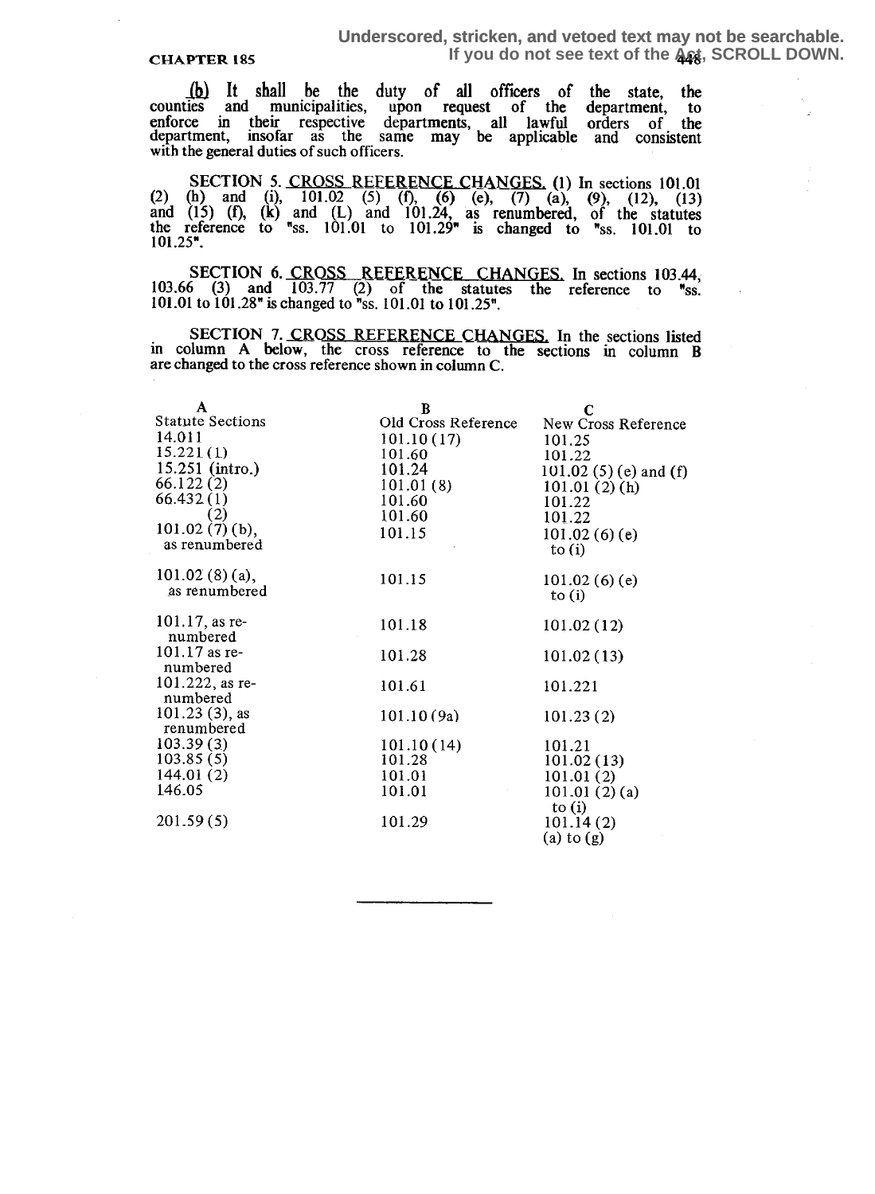(b) It shall be the duty of all officers of the state, the counties and municipalities, upon request of the department, to enforce in their respective departments, all lawful orders of the department, insofar as the same may be applicable and consistent with the general duties of such officers.

SECTION 5. CROSS REFERENCE CHANGES. (1) In sections 101.01 (2) (h) and (i), 101.02 (5) (f), (6) (e), (7) (a), (9), (12), (13) and (15) (f), (k) and (L) and 101.24, as renumbered, of the statutes the reference to "ss. 101.01 to 101.29" is changed to "ss. 101.01 to 101.25".

SECTION 6. CROSS REFERENCE CHANGES. In sections 103.44, 103.66 (3) and 103.77 (2) of the statutes the reference to "ss. 101.01 to 101.28" is changed to "ss. 101.01 to 101.25".

SECTION 7. CROSS REFERENCE CHANGES. In the sections listed in column A below, the cross reference to the sections in column B are changed to the cross reference shown in column C.

| A<br>Statute Sections | B<br>Old Cross Reference | C<br>New Cross Reference |
|---|---|---|
| 14.011 | 101.10 (17) | 101.25 |
| 15.221 (1) | 101.60 | 101.22 |
| 15.251 (intro.) | 101.24 | 101.02 (5) (e) and (f) |
| 66.122 (2) | 101.01 (8) | 101.01 (2) (h) |
| 66.432 (1) | 101.60 | 101.22 |
| (2) | 101.60 | 101.22 |
| 101.02 (7) (b), as renumbered | 101.15 | 101.02 (6) (e) to (i) |
| 101.02 (8) (a), as renumbered | 101.15 | 101.02 (6) (e) to (i) |
| 101.17, as renumbered | 101.18 | 101.02 (12) |
| 101.17 as renumbered | 101.28 | 101.02 (13) |
| 101.222, as renumbered | 101.61 | 101.221 |
| 101.23 (3), as renumbered | 101.10 (9a) | 101.23 (2) |
| 103.39 (3) | 101.10 (14) | 101.21 |
| 103.85 (5) | 101.28 | 101.02 (13) |
| 144.01 (2) | 101.01 | 101.01 (2) |
| 146.05 | 101.01 | 101.01 (2) (a) to (i) |
| 201.59 (5) | 101.29 | 101.14 (2) (a) to (g) |